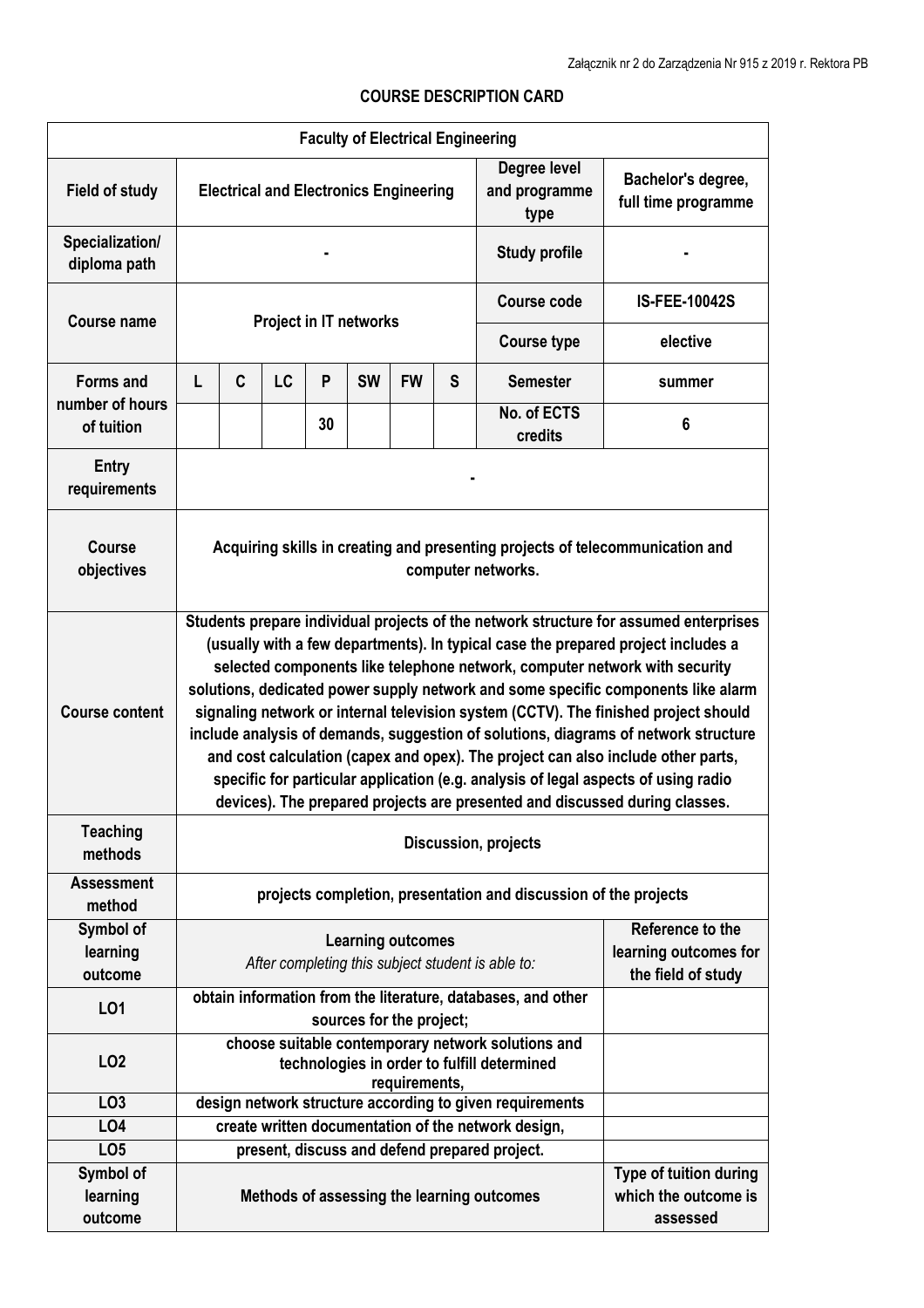Załącznik nr 2 do Zarządzenia Nr 915 z 2019 r. Rektora PB

## COURSE DESCRIPTION CARD

| **Faculty of Electrical Engineering** | | | | | | | | | |
|---|---|---|---|---|---|---|---|---|---|
| **Field of study** | **Electrical and Electronics Engineering** | | | | | | | **Degree level and programme type** | **Bachelor's degree, full time programme** |
| **Specialization/ diploma path** | **-** | | | | | | | **Study profile** | **-** |
| **Course name** | **Project in IT networks** | | | | | | | **Course code** | **IS-FEE-10042S** |
| | | | | | | | | **Course type** | **elective** |
| **Forms and number of hours of tuition** | **L** | **C** | **LC** | **P** | **SW** | **FW** | **S** | **Semester** | **summer** |
| | | | | **30** | | | | **No. of ECTS credits** | **6** |
| **Entry requirements** | **-** | | | | | | | | |
| **Course objectives** | **Acquiring skills in creating and presenting projects of telecommunication and computer networks.** | | | | | | | | |
| **Course content** | **Students prepare individual projects of the network structure for assumed enterprises (usually with a few departments). In typical case the prepared project includes a selected components like telephone network, computer network with security solutions, dedicated power supply network and some specific components like alarm signaling network or internal television system (CCTV). The finished project should include analysis of demands, suggestion of solutions, diagrams of network structure and cost calculation (capex and opex). The project can also include other parts, specific for particular application (e.g. analysis of legal aspects of using radio devices). The prepared projects are presented and discussed during classes.** | | | | | | | | |
| **Teaching methods** | **Discussion, projects** | | | | | | | | |
| **Assessment method** | **projects completion, presentation and discussion of the projects** | | | | | | | | |
| **Symbol of learning outcome** | **Learning outcomes** *After completing this subject student is able to:* | | | | | | | | **Reference to the learning outcomes for the field of study** |
| **LO1** | **obtain information from the literature, databases, and other sources for the project;** | | | | | | | | |
| **LO2** | **choose suitable contemporary network solutions and technologies in order to fulfill determined requirements,** | | | | | | | | |
| **LO3** | **design network structure according to given requirements** | | | | | | | | |
| **LO4** | **create written documentation of the network design,** | | | | | | | | |
| **LO5** | **present, discuss and defend prepared project.** | | | | | | | | |
| **Symbol of learning outcome** | **Methods of assessing the learning outcomes** | | | | | | | | **Type of tuition during which the outcome is assessed** |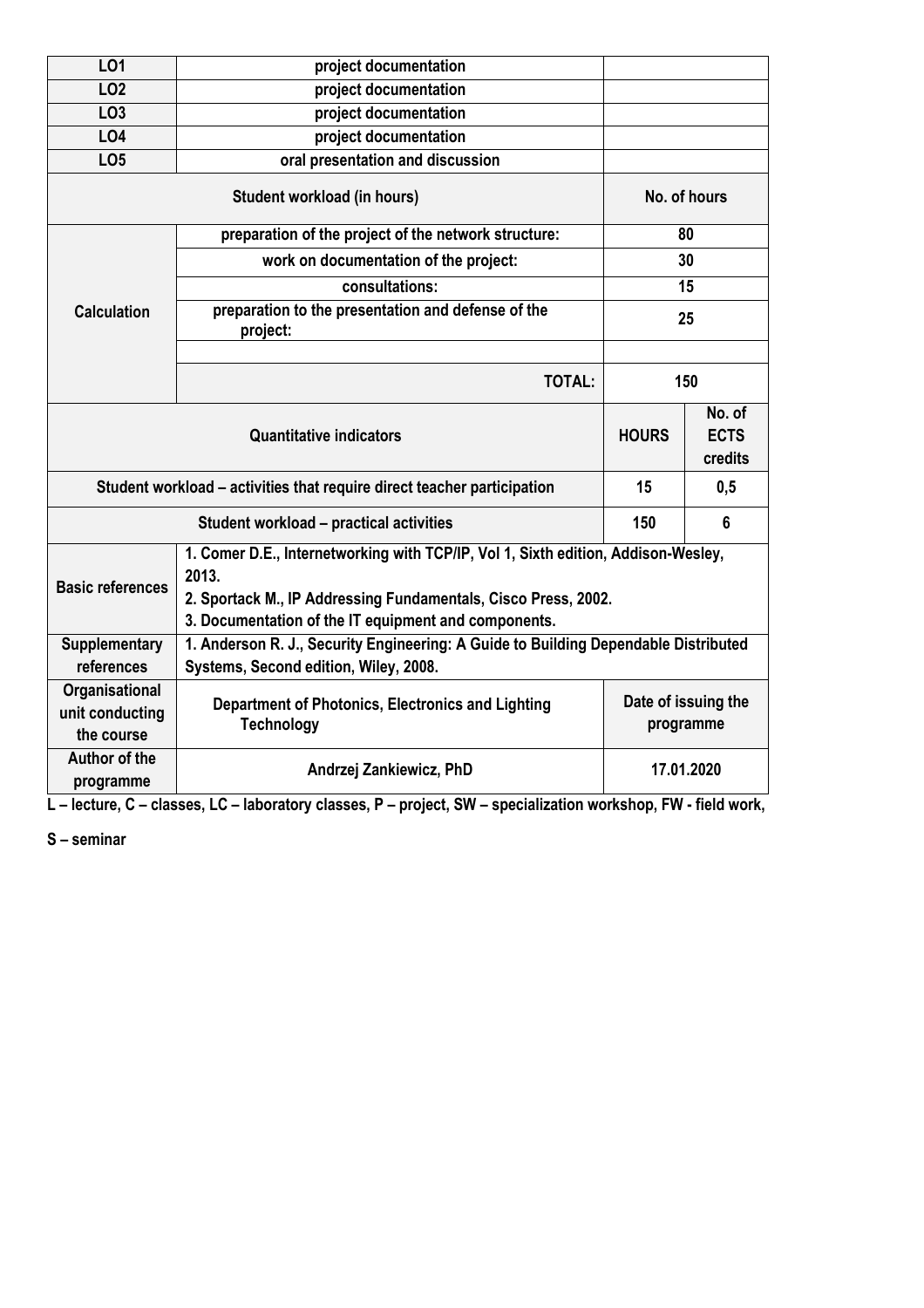| | | |
|---|---|---|
| LO1 | project documentation | |
| LO2 | project documentation | |
| LO3 | project documentation | |
| LO4 | project documentation | |
| LO5 | oral presentation and discussion | |

| Student workload (in hours) | | No. of hours | |
|---|---|---|---|
| Calculation | preparation of the project of the network structure: | 80 | |
| | work on documentation of the project: | 30 | |
| | consultations: | 15 | |
| | preparation to the presentation and defense of the project: | 25 | |
| | | | |
| | TOTAL: | 150 | |
| Quantitative indicators | | HOURS | No. of ECTS credits |
| Student workload – activities that require direct teacher participation | | 15 | 0,5 |
| Student workload – practical activities | | 150 | 6 |
| Basic references | 1. Comer D.E., Internetworking with TCP/IP, Vol 1, Sixth edition, Addison-Wesley, 2013.<br>2. Sportack M., IP Addressing Fundamentals, Cisco Press, 2002.<br>3. Documentation of the IT equipment and components. | | |
| Supplementary references | 1. Anderson R. J., Security Engineering: A Guide to Building Dependable Distributed Systems, Second edition, Wiley, 2008. | | |
| Organisational unit conducting the course | Department of Photonics, Electronics and Lighting Technology | Date of issuing the programme | |
| Author of the programme | Andrzej Zankiewicz, PhD | 17.01.2020 | |

L – lecture, C – classes, LC – laboratory classes, P – project, SW – specialization workshop, FW - field work, S – seminar